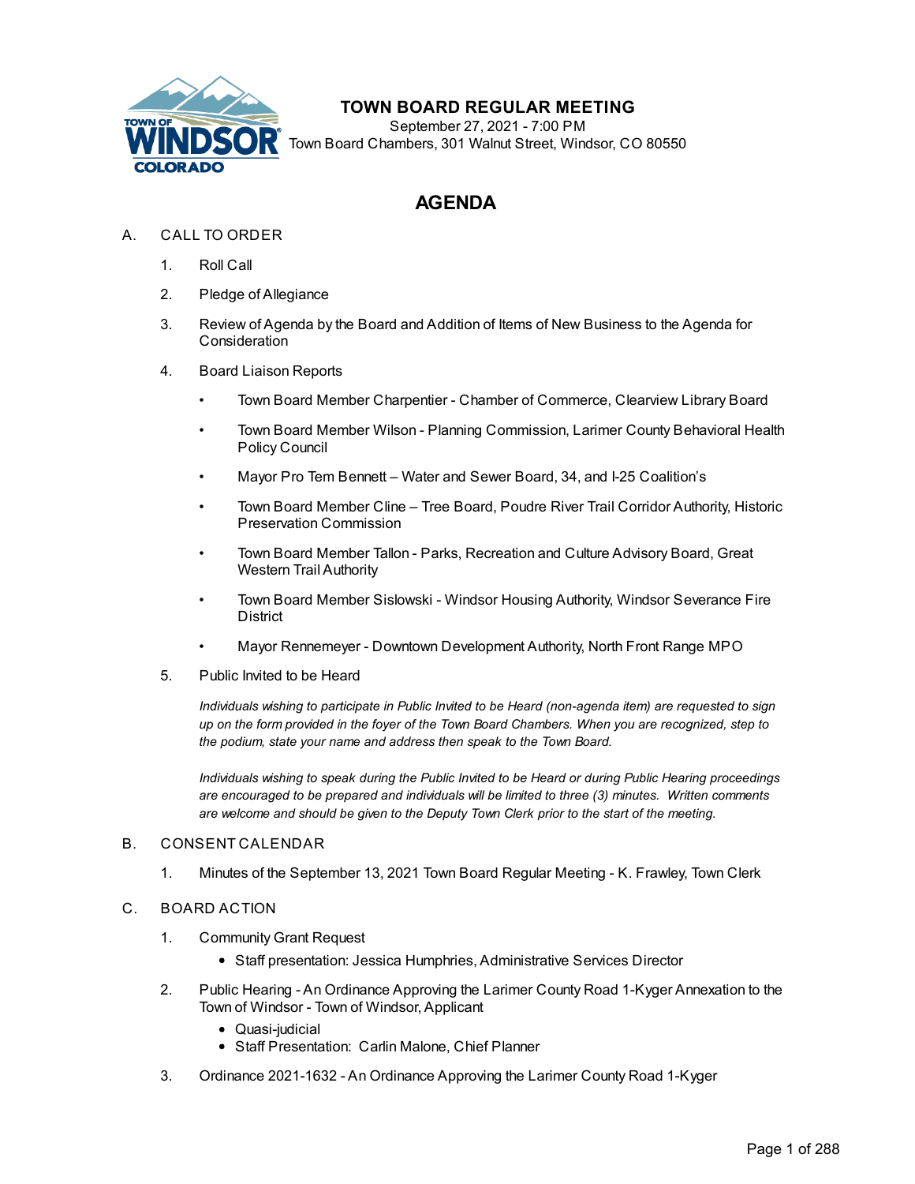# TOWN BOARD REGULAR MEETING

September 27, 2021 - 7:00 PM
Town Board Chambers, 301 Walnut Street, Windsor, CO 80550

## AGENDA

A. CALL TO ORDER

1. Roll Call
2. Pledge of Allegiance
3. Review of Agenda by the Board and Addition of Items of New Business to the Agenda for Consideration
4. Board Liaison Reports
   - Town Board Member Charpentier - Chamber of Commerce, Clearview Library Board
   - Town Board Member Wilson - Planning Commission, Larimer County Behavioral Health Policy Council
   - Mayor Pro Tem Bennett – Water and Sewer Board, 34, and I-25 Coalition's
   - Town Board Member Cline – Tree Board, Poudre River Trail Corridor Authority, Historic Preservation Commission
   - Town Board Member Tallon - Parks, Recreation and Culture Advisory Board, Great Western Trail Authority
   - Town Board Member Sislowski - Windsor Housing Authority, Windsor Severance Fire District
   - Mayor Rennemeyer - Downtown Development Authority, North Front Range MPO
5. Public Invited to be Heard

   *Individuals wishing to participate in Public Invited to be Heard (non-agenda item) are requested to sign up on the form provided in the foyer of the Town Board Chambers. When you are recognized, step to the podium, state your name and address then speak to the Town Board.*

   *Individuals wishing to speak during the Public Invited to be Heard or during Public Hearing proceedings are encouraged to be prepared and individuals will be limited to three (3) minutes. Written comments are welcome and should be given to the Deputy Town Clerk prior to the start of the meeting.*

B. CONSENT CALENDAR

1. Minutes of the September 13, 2021 Town Board Regular Meeting - K. Frawley, Town Clerk

C. BOARD ACTION

1. Community Grant Request
   - Staff presentation: Jessica Humphries, Administrative Services Director
2. Public Hearing - An Ordinance Approving the Larimer County Road 1-Kyger Annexation to the Town of Windsor - Town of Windsor, Applicant
   - Quasi-judicial
   - Staff Presentation: Carlin Malone, Chief Planner
3. Ordinance 2021-1632 - An Ordinance Approving the Larimer County Road 1-Kyger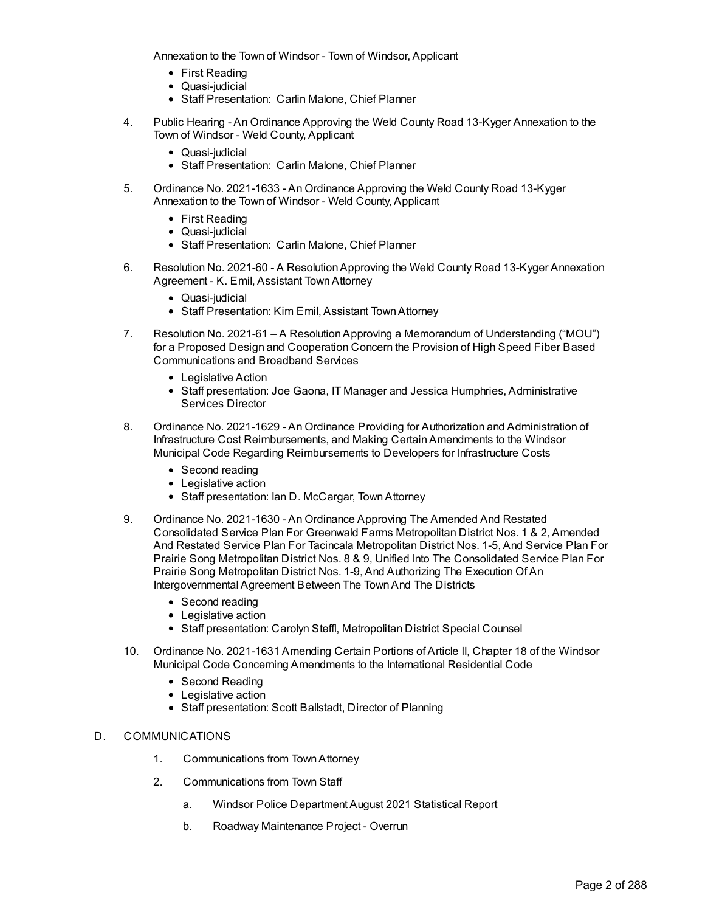Annexation to the Town of Windsor - Town of Windsor, Applicant

- First Reading
- Quasi-judicial
- Staff Presentation: Carlin Malone, Chief Planner

4. Public Hearing - An Ordinance Approving the Weld County Road 13-Kyger Annexation to the Town of Windsor - Weld County, Applicant
   - Quasi-judicial
   - Staff Presentation: Carlin Malone, Chief Planner

5. Ordinance No. 2021-1633 - An Ordinance Approving the Weld County Road 13-Kyger Annexation to the Town of Windsor - Weld County, Applicant
   - First Reading
   - Quasi-judicial
   - Staff Presentation: Carlin Malone, Chief Planner

6. Resolution No. 2021-60 - A Resolution Approving the Weld County Road 13-Kyger Annexation Agreement - K. Emil, Assistant Town Attorney
   - Quasi-judicial
   - Staff Presentation: Kim Emil, Assistant Town Attorney

7. Resolution No. 2021-61 – A Resolution Approving a Memorandum of Understanding ("MOU") for a Proposed Design and Cooperation Concern the Provision of High Speed Fiber Based Communications and Broadband Services
   - Legislative Action
   - Staff presentation: Joe Gaona, IT Manager and Jessica Humphries, Administrative Services Director

8. Ordinance No. 2021-1629 - An Ordinance Providing for Authorization and Administration of Infrastructure Cost Reimbursements, and Making Certain Amendments to the Windsor Municipal Code Regarding Reimbursements to Developers for Infrastructure Costs
   - Second reading
   - Legislative action
   - Staff presentation: Ian D. McCargar, Town Attorney

9. Ordinance No. 2021-1630 - An Ordinance Approving The Amended And Restated Consolidated Service Plan For Greenwald Farms Metropolitan District Nos. 1 & 2, Amended And Restated Service Plan For Tacincala Metropolitan District Nos. 1-5, And Service Plan For Prairie Song Metropolitan District Nos. 8 & 9, Unified Into The Consolidated Service Plan For Prairie Song Metropolitan District Nos. 1-9, And Authorizing The Execution Of An Intergovernmental Agreement Between The Town And The Districts
   - Second reading
   - Legislative action
   - Staff presentation: Carolyn Steffl, Metropolitan District Special Counsel

10. Ordinance No. 2021-1631 Amending Certain Portions of Article II, Chapter 18 of the Windsor Municipal Code Concerning Amendments to the International Residential Code
    - Second Reading
    - Legislative action
    - Staff presentation: Scott Ballstadt, Director of Planning

D. COMMUNICATIONS

1. Communications from Town Attorney
2. Communications from Town Staff
   a. Windsor Police Department August 2021 Statistical Report
   b. Roadway Maintenance Project - Overrun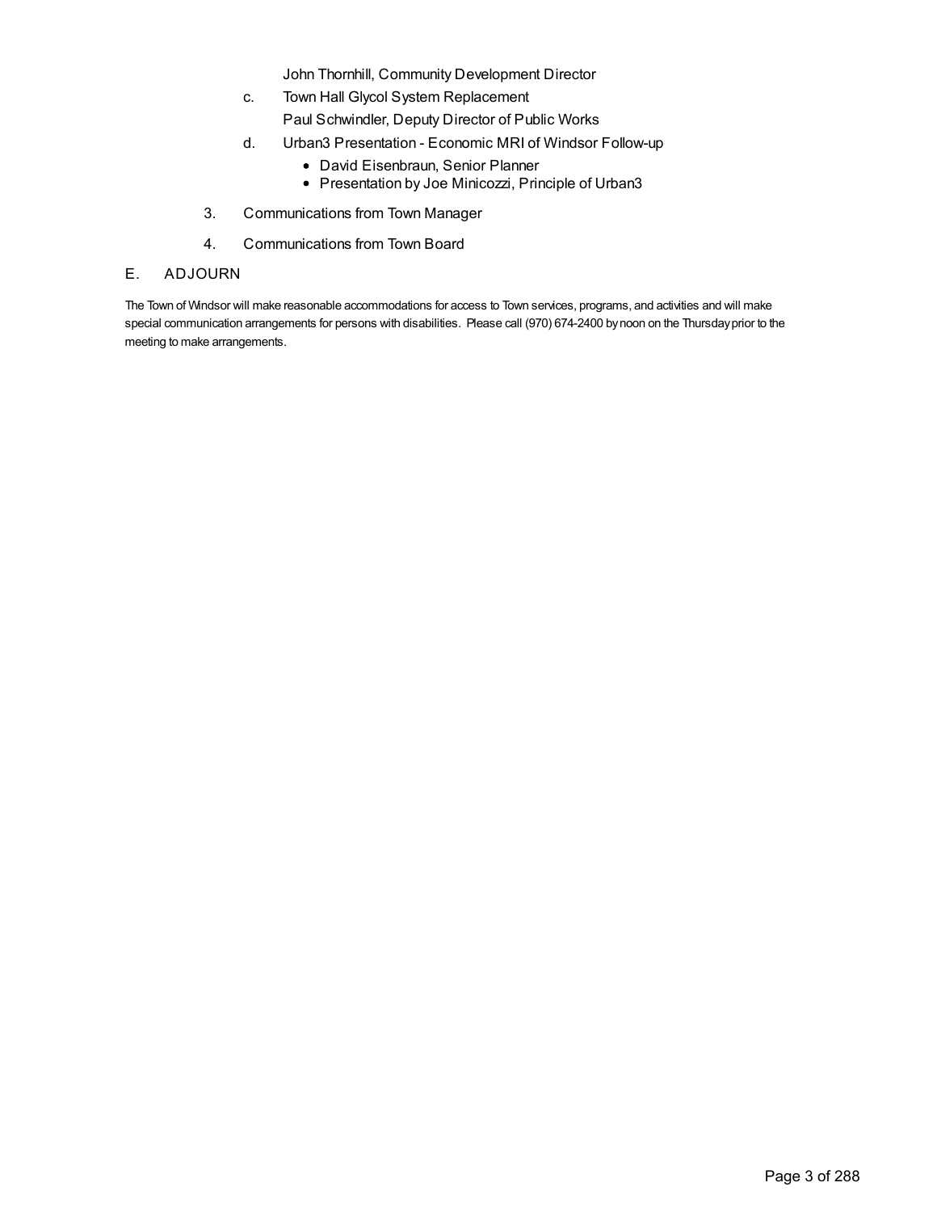John Thornhill, Community Development Director

c. Town Hall Glycol System Replacement
   Paul Schwindler, Deputy Director of Public Works

d. Urban3 Presentation - Economic MRI of Windsor Follow-up
   - David Eisenbraun, Senior Planner
   - Presentation by Joe Minicozzi, Principle of Urban3

3. Communications from Town Manager

4. Communications from Town Board

E. ADJOURN

The Town of Windsor will make reasonable accommodations for access to Town services, programs, and activities and will make special communication arrangements for persons with disabilities. Please call (970) 674-2400 by noon on the Thursday prior to the meeting to make arrangements.